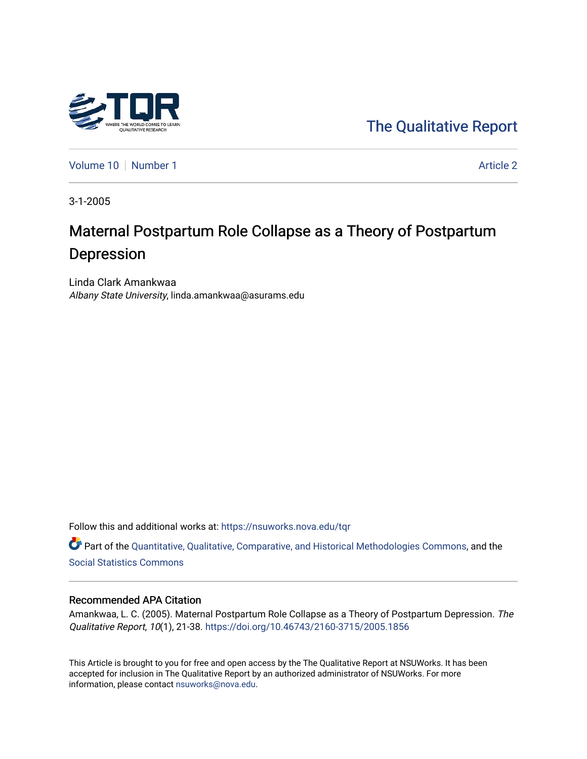The Qualitative Report

Volume 10 | Number 1 | Article 2

3-1-2005

# Maternal Postpartum Role Collapse as a Theory of Postpartum Depression

Linda Clark Amankwaa
*Albany State University*, linda.amankwaa@asurams.edu

Follow this and additional works at: https://nsuworks.nova.edu/tqr

Part of the Quantitative, Qualitative, Comparative, and Historical Methodologies Commons, and the Social Statistics Commons

### Recommended APA Citation

Amankwaa, L. C. (2005). Maternal Postpartum Role Collapse as a Theory of Postpartum Depression. *The Qualitative Report*, *10*(1), 21-38. https://doi.org/10.46743/2160-3715/2005.1856

This Article is brought to you for free and open access by the The Qualitative Report at NSUWorks. It has been accepted for inclusion in The Qualitative Report by an authorized administrator of NSUWorks. For more information, please contact nsuworks@nova.edu.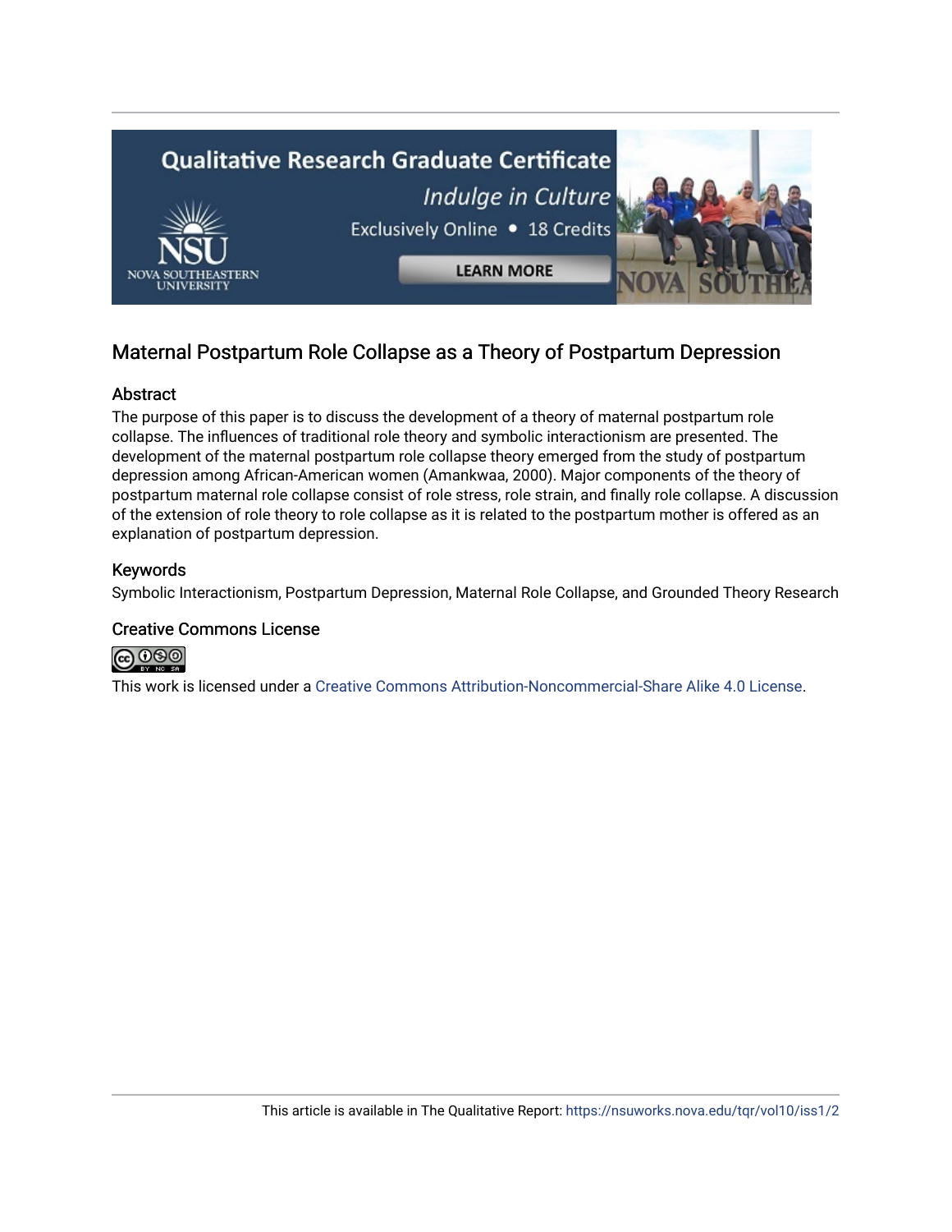Maternal Postpartum Role Collapse as a Theory of Postpartum Depression

## Abstract

The purpose of this paper is to discuss the development of a theory of maternal postpartum role collapse. The influences of traditional role theory and symbolic interactionism are presented. The development of the maternal postpartum role collapse theory emerged from the study of postpartum depression among African-American women (Amankwaa, 2000). Major components of the theory of postpartum maternal role collapse consist of role stress, role strain, and finally role collapse. A discussion of the extension of role theory to role collapse as it is related to the postpartum mother is offered as an explanation of postpartum depression.

## Keywords

Symbolic Interactionism, Postpartum Depression, Maternal Role Collapse, and Grounded Theory Research

## Creative Commons License

This work is licensed under a Creative Commons Attribution-Noncommercial-Share Alike 4.0 License.

This article is available in The Qualitative Report: https://nsuworks.nova.edu/tqr/vol10/iss1/2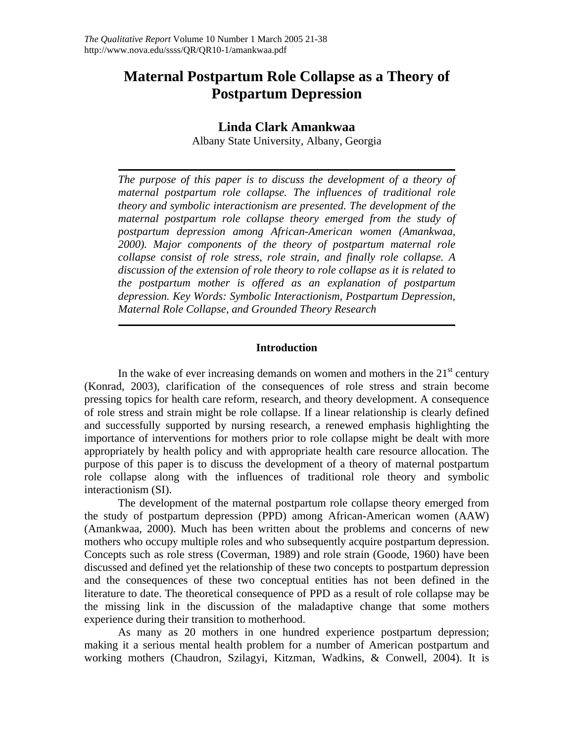# Maternal Postpartum Role Collapse as a Theory of Postpartum Depression

**Linda Clark Amankwaa**

Albany State University, Albany, Georgia

*The purpose of this paper is to discuss the development of a theory of maternal postpartum role collapse. The influences of traditional role theory and symbolic interactionism are presented. The development of the maternal postpartum role collapse theory emerged from the study of postpartum depression among African-American women (Amankwaa, 2000). Major components of the theory of postpartum maternal role collapse consist of role stress, role strain, and finally role collapse. A discussion of the extension of role theory to role collapse as it is related to the postpartum mother is offered as an explanation of postpartum depression. Key Words: Symbolic Interactionism, Postpartum Depression, Maternal Role Collapse, and Grounded Theory Research*

## Introduction

In the wake of ever increasing demands on women and mothers in the 21st century (Konrad, 2003), clarification of the consequences of role stress and strain become pressing topics for health care reform, research, and theory development. A consequence of role stress and strain might be role collapse. If a linear relationship is clearly defined and successfully supported by nursing research, a renewed emphasis highlighting the importance of interventions for mothers prior to role collapse might be dealt with more appropriately by health policy and with appropriate health care resource allocation. The purpose of this paper is to discuss the development of a theory of maternal postpartum role collapse along with the influences of traditional role theory and symbolic interactionism (SI).

The development of the maternal postpartum role collapse theory emerged from the study of postpartum depression (PPD) among African-American women (AAW) (Amankwaa, 2000). Much has been written about the problems and concerns of new mothers who occupy multiple roles and who subsequently acquire postpartum depression. Concepts such as role stress (Coverman, 1989) and role strain (Goode, 1960) have been discussed and defined yet the relationship of these two concepts to postpartum depression and the consequences of these two conceptual entities has not been defined in the literature to date. The theoretical consequence of PPD as a result of role collapse may be the missing link in the discussion of the maladaptive change that some mothers experience during their transition to motherhood.

As many as 20 mothers in one hundred experience postpartum depression; making it a serious mental health problem for a number of American postpartum and working mothers (Chaudron, Szilagyi, Kitzman, Wadkins, & Conwell, 2004). It is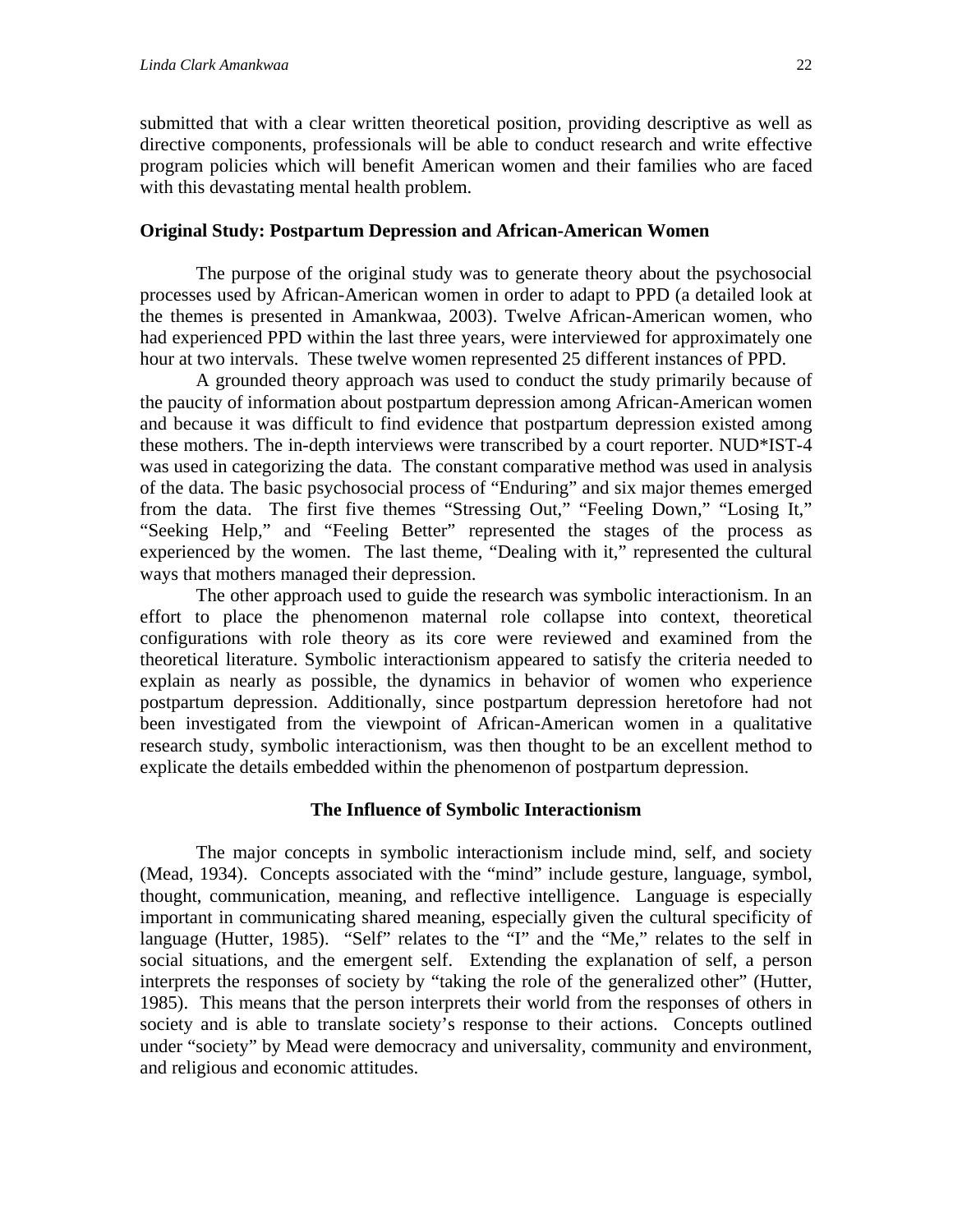submitted that with a clear written theoretical position, providing descriptive as well as directive components, professionals will be able to conduct research and write effective program policies which will benefit American women and their families who are faced with this devastating mental health problem.

## Original Study: Postpartum Depression and African-American Women

The purpose of the original study was to generate theory about the psychosocial processes used by African-American women in order to adapt to PPD (a detailed look at the themes is presented in Amankwaa, 2003). Twelve African-American women, who had experienced PPD within the last three years, were interviewed for approximately one hour at two intervals. These twelve women represented 25 different instances of PPD.

A grounded theory approach was used to conduct the study primarily because of the paucity of information about postpartum depression among African-American women and because it was difficult to find evidence that postpartum depression existed among these mothers. The in-depth interviews were transcribed by a court reporter. NUD*IST-4 was used in categorizing the data. The constant comparative method was used in analysis of the data. The basic psychosocial process of "Enduring" and six major themes emerged from the data. The first five themes "Stressing Out," "Feeling Down," "Losing It," "Seeking Help," and "Feeling Better" represented the stages of the process as experienced by the women. The last theme, "Dealing with it," represented the cultural ways that mothers managed their depression.

The other approach used to guide the research was symbolic interactionism. In an effort to place the phenomenon maternal role collapse into context, theoretical configurations with role theory as its core were reviewed and examined from the theoretical literature. Symbolic interactionism appeared to satisfy the criteria needed to explain as nearly as possible, the dynamics in behavior of women who experience postpartum depression. Additionally, since postpartum depression heretofore had not been investigated from the viewpoint of African-American women in a qualitative research study, symbolic interactionism, was then thought to be an excellent method to explicate the details embedded within the phenomenon of postpartum depression.

## The Influence of Symbolic Interactionism

The major concepts in symbolic interactionism include mind, self, and society (Mead, 1934). Concepts associated with the "mind" include gesture, language, symbol, thought, communication, meaning, and reflective intelligence. Language is especially important in communicating shared meaning, especially given the cultural specificity of language (Hutter, 1985). "Self" relates to the "I" and the "Me," relates to the self in social situations, and the emergent self. Extending the explanation of self, a person interprets the responses of society by "taking the role of the generalized other" (Hutter, 1985). This means that the person interprets their world from the responses of others in society and is able to translate society's response to their actions. Concepts outlined under "society" by Mead were democracy and universality, community and environment, and religious and economic attitudes.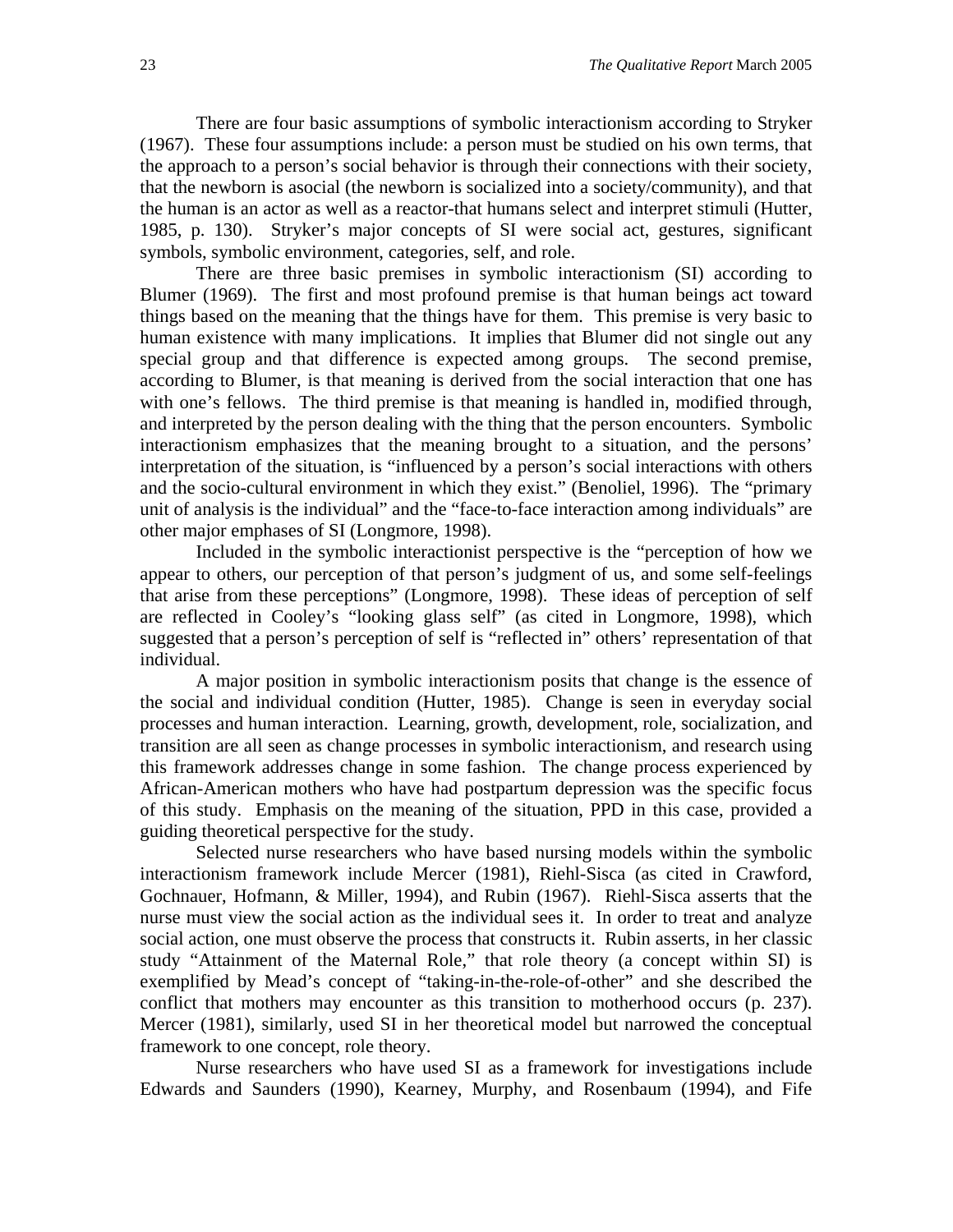There are four basic assumptions of symbolic interactionism according to Stryker (1967). These four assumptions include: a person must be studied on his own terms, that the approach to a person's social behavior is through their connections with their society, that the newborn is asocial (the newborn is socialized into a society/community), and that the human is an actor as well as a reactor-that humans select and interpret stimuli (Hutter, 1985, p. 130). Stryker's major concepts of SI were social act, gestures, significant symbols, symbolic environment, categories, self, and role.

There are three basic premises in symbolic interactionism (SI) according to Blumer (1969). The first and most profound premise is that human beings act toward things based on the meaning that the things have for them. This premise is very basic to human existence with many implications. It implies that Blumer did not single out any special group and that difference is expected among groups. The second premise, according to Blumer, is that meaning is derived from the social interaction that one has with one's fellows. The third premise is that meaning is handled in, modified through, and interpreted by the person dealing with the thing that the person encounters. Symbolic interactionism emphasizes that the meaning brought to a situation, and the persons' interpretation of the situation, is "influenced by a person's social interactions with others and the socio-cultural environment in which they exist." (Benoliel, 1996). The "primary unit of analysis is the individual" and the "face-to-face interaction among individuals" are other major emphases of SI (Longmore, 1998).

Included in the symbolic interactionist perspective is the "perception of how we appear to others, our perception of that person's judgment of us, and some self-feelings that arise from these perceptions" (Longmore, 1998). These ideas of perception of self are reflected in Cooley's "looking glass self" (as cited in Longmore, 1998), which suggested that a person's perception of self is "reflected in" others' representation of that individual.

A major position in symbolic interactionism posits that change is the essence of the social and individual condition (Hutter, 1985). Change is seen in everyday social processes and human interaction. Learning, growth, development, role, socialization, and transition are all seen as change processes in symbolic interactionism, and research using this framework addresses change in some fashion. The change process experienced by African-American mothers who have had postpartum depression was the specific focus of this study. Emphasis on the meaning of the situation, PPD in this case, provided a guiding theoretical perspective for the study.

Selected nurse researchers who have based nursing models within the symbolic interactionism framework include Mercer (1981), Riehl-Sisca (as cited in Crawford, Gochnauer, Hofmann, & Miller, 1994), and Rubin (1967). Riehl-Sisca asserts that the nurse must view the social action as the individual sees it. In order to treat and analyze social action, one must observe the process that constructs it. Rubin asserts, in her classic study "Attainment of the Maternal Role," that role theory (a concept within SI) is exemplified by Mead's concept of "taking-in-the-role-of-other" and she described the conflict that mothers may encounter as this transition to motherhood occurs (p. 237). Mercer (1981), similarly, used SI in her theoretical model but narrowed the conceptual framework to one concept, role theory.

Nurse researchers who have used SI as a framework for investigations include Edwards and Saunders (1990), Kearney, Murphy, and Rosenbaum (1994), and Fife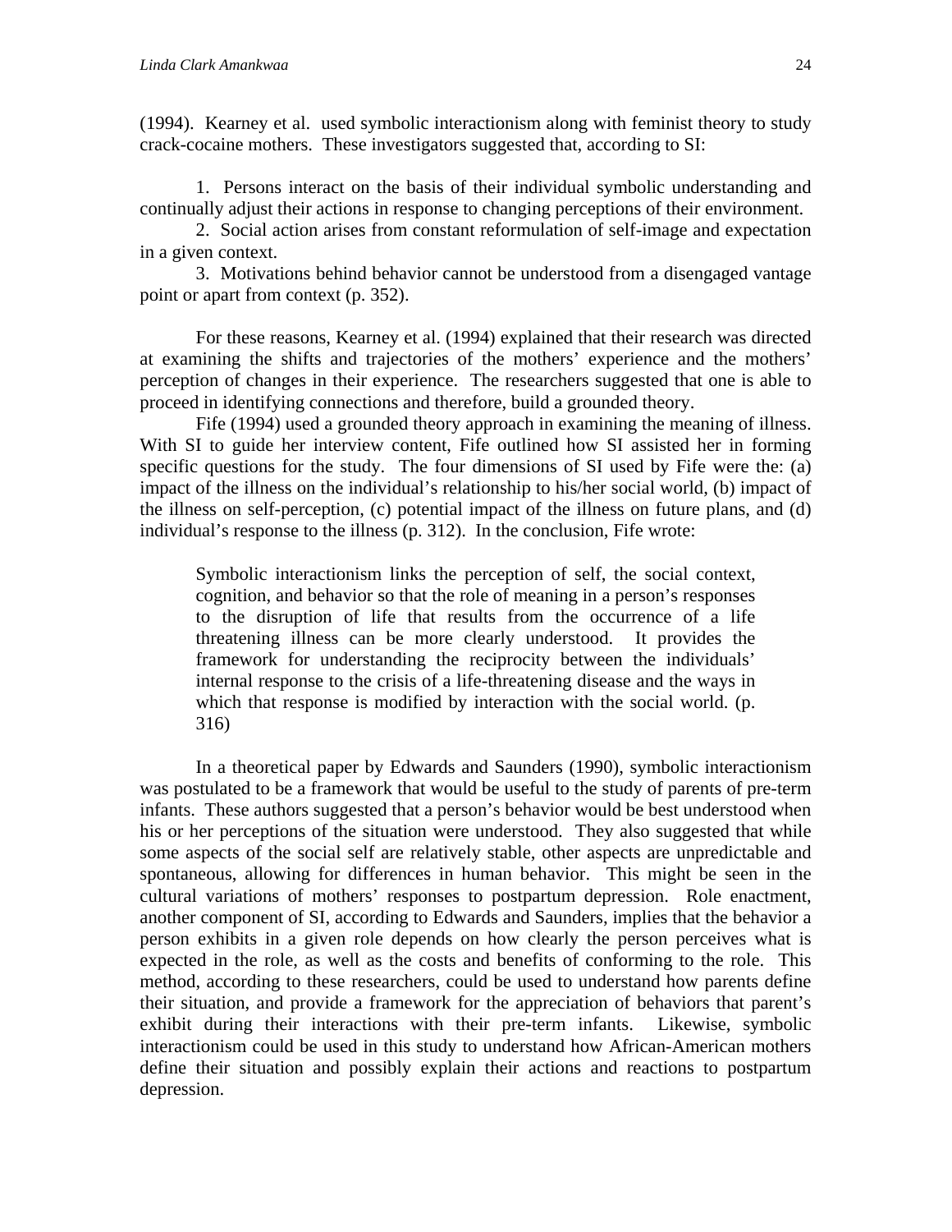(1994). Kearney et al. used symbolic interactionism along with feminist theory to study crack-cocaine mothers. These investigators suggested that, according to SI:

1. Persons interact on the basis of their individual symbolic understanding and continually adjust their actions in response to changing perceptions of their environment.
2. Social action arises from constant reformulation of self-image and expectation in a given context.
3. Motivations behind behavior cannot be understood from a disengaged vantage point or apart from context (p. 352).

For these reasons, Kearney et al. (1994) explained that their research was directed at examining the shifts and trajectories of the mothers' experience and the mothers' perception of changes in their experience. The researchers suggested that one is able to proceed in identifying connections and therefore, build a grounded theory.

Fife (1994) used a grounded theory approach in examining the meaning of illness. With SI to guide her interview content, Fife outlined how SI assisted her in forming specific questions for the study. The four dimensions of SI used by Fife were the: (a) impact of the illness on the individual's relationship to his/her social world, (b) impact of the illness on self-perception, (c) potential impact of the illness on future plans, and (d) individual's response to the illness (p. 312). In the conclusion, Fife wrote:

> Symbolic interactionism links the perception of self, the social context, cognition, and behavior so that the role of meaning in a person's responses to the disruption of life that results from the occurrence of a life threatening illness can be more clearly understood. It provides the framework for understanding the reciprocity between the individuals' internal response to the crisis of a life-threatening disease and the ways in which that response is modified by interaction with the social world. (p. 316)

In a theoretical paper by Edwards and Saunders (1990), symbolic interactionism was postulated to be a framework that would be useful to the study of parents of pre-term infants. These authors suggested that a person's behavior would be best understood when his or her perceptions of the situation were understood. They also suggested that while some aspects of the social self are relatively stable, other aspects are unpredictable and spontaneous, allowing for differences in human behavior. This might be seen in the cultural variations of mothers' responses to postpartum depression. Role enactment, another component of SI, according to Edwards and Saunders, implies that the behavior a person exhibits in a given role depends on how clearly the person perceives what is expected in the role, as well as the costs and benefits of conforming to the role. This method, according to these researchers, could be used to understand how parents define their situation, and provide a framework for the appreciation of behaviors that parent's exhibit during their interactions with their pre-term infants. Likewise, symbolic interactionism could be used in this study to understand how African-American mothers define their situation and possibly explain their actions and reactions to postpartum depression.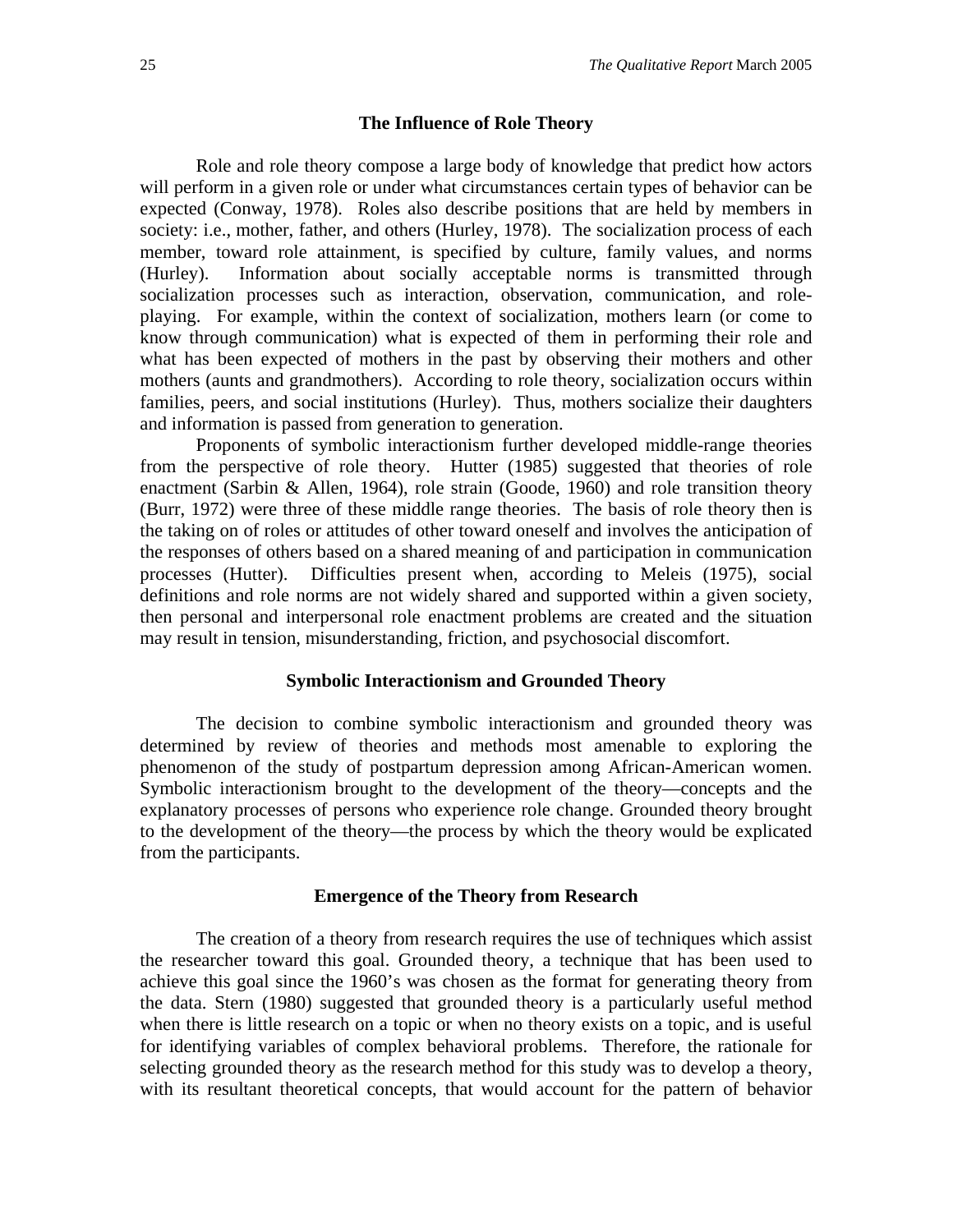## The Influence of Role Theory

Role and role theory compose a large body of knowledge that predict how actors will perform in a given role or under what circumstances certain types of behavior can be expected (Conway, 1978). Roles also describe positions that are held by members in society: i.e., mother, father, and others (Hurley, 1978). The socialization process of each member, toward role attainment, is specified by culture, family values, and norms (Hurley). Information about socially acceptable norms is transmitted through socialization processes such as interaction, observation, communication, and role-playing. For example, within the context of socialization, mothers learn (or come to know through communication) what is expected of them in performing their role and what has been expected of mothers in the past by observing their mothers and other mothers (aunts and grandmothers). According to role theory, socialization occurs within families, peers, and social institutions (Hurley). Thus, mothers socialize their daughters and information is passed from generation to generation.

Proponents of symbolic interactionism further developed middle-range theories from the perspective of role theory. Hutter (1985) suggested that theories of role enactment (Sarbin & Allen, 1964), role strain (Goode, 1960) and role transition theory (Burr, 1972) were three of these middle range theories. The basis of role theory then is the taking on of roles or attitudes of other toward oneself and involves the anticipation of the responses of others based on a shared meaning of and participation in communication processes (Hutter). Difficulties present when, according to Meleis (1975), social definitions and role norms are not widely shared and supported within a given society, then personal and interpersonal role enactment problems are created and the situation may result in tension, misunderstanding, friction, and psychosocial discomfort.

## Symbolic Interactionism and Grounded Theory

The decision to combine symbolic interactionism and grounded theory was determined by review of theories and methods most amenable to exploring the phenomenon of the study of postpartum depression among African-American women. Symbolic interactionism brought to the development of the theory—concepts and the explanatory processes of persons who experience role change. Grounded theory brought to the development of the theory—the process by which the theory would be explicated from the participants.

## Emergence of the Theory from Research

The creation of a theory from research requires the use of techniques which assist the researcher toward this goal. Grounded theory, a technique that has been used to achieve this goal since the 1960's was chosen as the format for generating theory from the data. Stern (1980) suggested that grounded theory is a particularly useful method when there is little research on a topic or when no theory exists on a topic, and is useful for identifying variables of complex behavioral problems. Therefore, the rationale for selecting grounded theory as the research method for this study was to develop a theory, with its resultant theoretical concepts, that would account for the pattern of behavior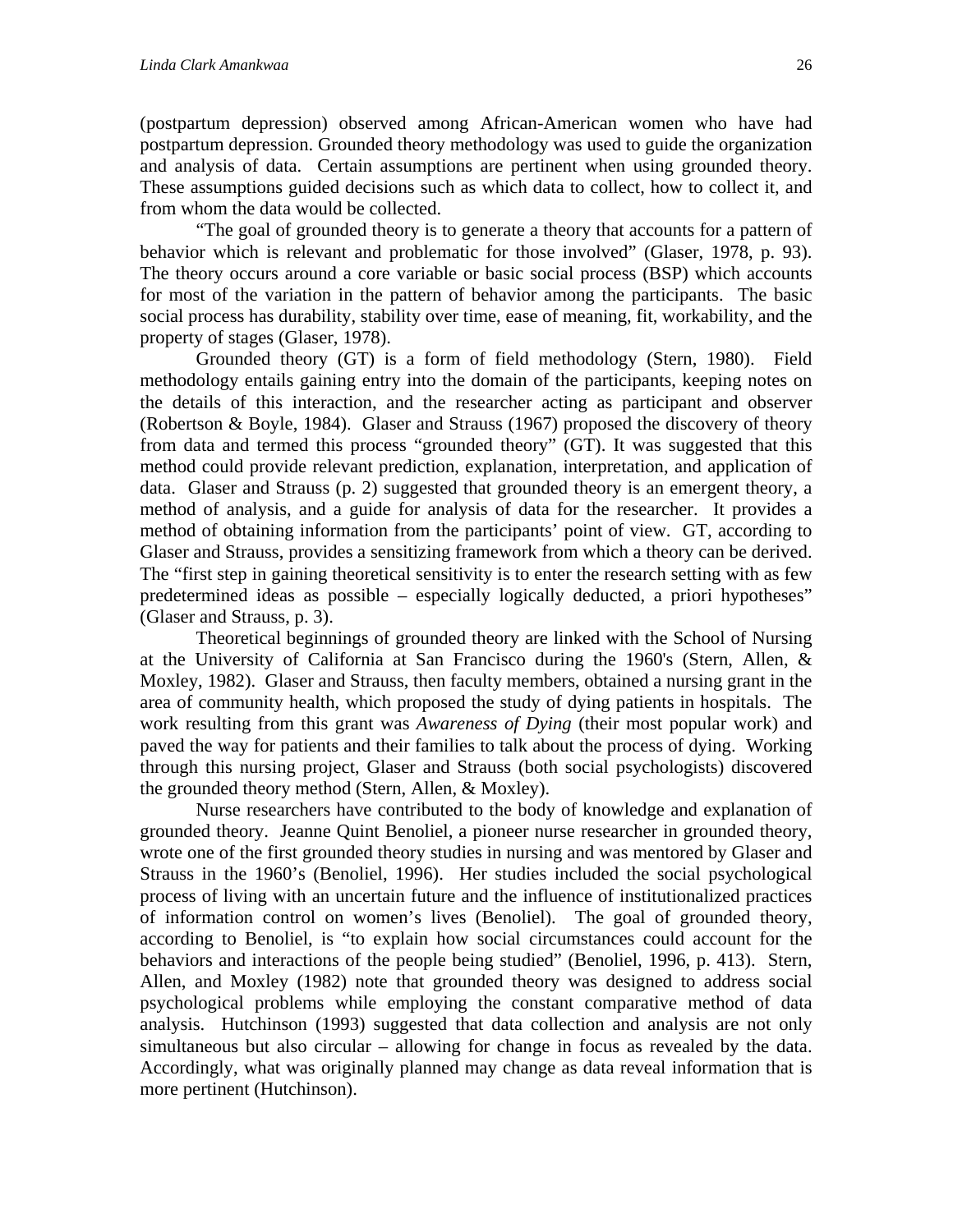(postpartum depression) observed among African-American women who have had postpartum depression. Grounded theory methodology was used to guide the organization and analysis of data. Certain assumptions are pertinent when using grounded theory. These assumptions guided decisions such as which data to collect, how to collect it, and from whom the data would be collected.

"The goal of grounded theory is to generate a theory that accounts for a pattern of behavior which is relevant and problematic for those involved" (Glaser, 1978, p. 93). The theory occurs around a core variable or basic social process (BSP) which accounts for most of the variation in the pattern of behavior among the participants. The basic social process has durability, stability over time, ease of meaning, fit, workability, and the property of stages (Glaser, 1978).

Grounded theory (GT) is a form of field methodology (Stern, 1980). Field methodology entails gaining entry into the domain of the participants, keeping notes on the details of this interaction, and the researcher acting as participant and observer (Robertson & Boyle, 1984). Glaser and Strauss (1967) proposed the discovery of theory from data and termed this process "grounded theory" (GT). It was suggested that this method could provide relevant prediction, explanation, interpretation, and application of data. Glaser and Strauss (p. 2) suggested that grounded theory is an emergent theory, a method of analysis, and a guide for analysis of data for the researcher. It provides a method of obtaining information from the participants' point of view. GT, according to Glaser and Strauss, provides a sensitizing framework from which a theory can be derived. The "first step in gaining theoretical sensitivity is to enter the research setting with as few predetermined ideas as possible – especially logically deducted, a priori hypotheses" (Glaser and Strauss, p. 3).

Theoretical beginnings of grounded theory are linked with the School of Nursing at the University of California at San Francisco during the 1960's (Stern, Allen, & Moxley, 1982). Glaser and Strauss, then faculty members, obtained a nursing grant in the area of community health, which proposed the study of dying patients in hospitals. The work resulting from this grant was *Awareness of Dying* (their most popular work) and paved the way for patients and their families to talk about the process of dying. Working through this nursing project, Glaser and Strauss (both social psychologists) discovered the grounded theory method (Stern, Allen, & Moxley).

Nurse researchers have contributed to the body of knowledge and explanation of grounded theory. Jeanne Quint Benoliel, a pioneer nurse researcher in grounded theory, wrote one of the first grounded theory studies in nursing and was mentored by Glaser and Strauss in the 1960's (Benoliel, 1996). Her studies included the social psychological process of living with an uncertain future and the influence of institutionalized practices of information control on women's lives (Benoliel). The goal of grounded theory, according to Benoliel, is "to explain how social circumstances could account for the behaviors and interactions of the people being studied" (Benoliel, 1996, p. 413). Stern, Allen, and Moxley (1982) note that grounded theory was designed to address social psychological problems while employing the constant comparative method of data analysis. Hutchinson (1993) suggested that data collection and analysis are not only simultaneous but also circular – allowing for change in focus as revealed by the data. Accordingly, what was originally planned may change as data reveal information that is more pertinent (Hutchinson).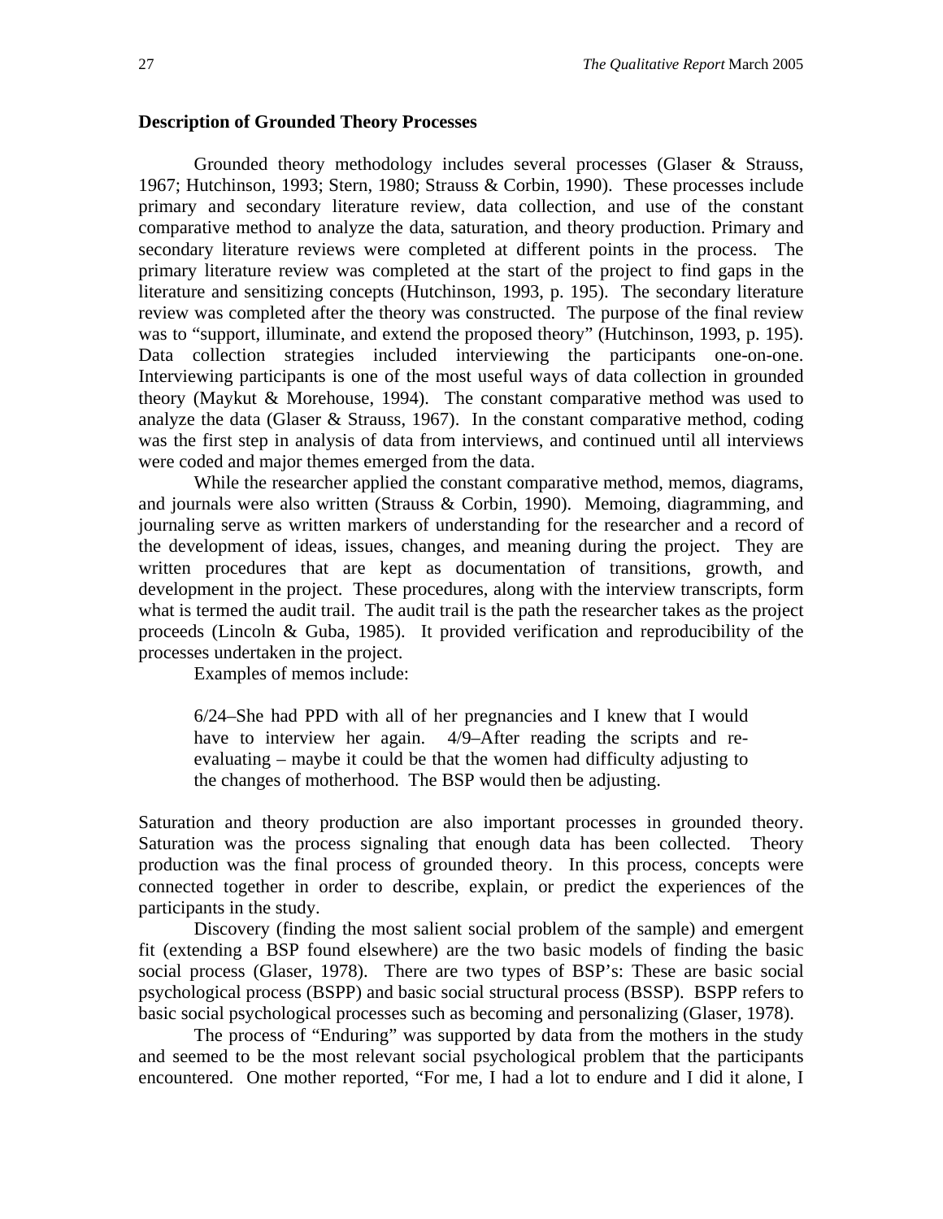**Description of Grounded Theory Processes**

Grounded theory methodology includes several processes (Glaser & Strauss, 1967; Hutchinson, 1993; Stern, 1980; Strauss & Corbin, 1990). These processes include primary and secondary literature review, data collection, and use of the constant comparative method to analyze the data, saturation, and theory production. Primary and secondary literature reviews were completed at different points in the process. The primary literature review was completed at the start of the project to find gaps in the literature and sensitizing concepts (Hutchinson, 1993, p. 195). The secondary literature review was completed after the theory was constructed. The purpose of the final review was to "support, illuminate, and extend the proposed theory" (Hutchinson, 1993, p. 195). Data collection strategies included interviewing the participants one-on-one. Interviewing participants is one of the most useful ways of data collection in grounded theory (Maykut & Morehouse, 1994). The constant comparative method was used to analyze the data (Glaser & Strauss, 1967). In the constant comparative method, coding was the first step in analysis of data from interviews, and continued until all interviews were coded and major themes emerged from the data.

While the researcher applied the constant comparative method, memos, diagrams, and journals were also written (Strauss & Corbin, 1990). Memoing, diagramming, and journaling serve as written markers of understanding for the researcher and a record of the development of ideas, issues, changes, and meaning during the project. They are written procedures that are kept as documentation of transitions, growth, and development in the project. These procedures, along with the interview transcripts, form what is termed the audit trail. The audit trail is the path the researcher takes as the project proceeds (Lincoln & Guba, 1985). It provided verification and reproducibility of the processes undertaken in the project.

Examples of memos include:

> 6/24–She had PPD with all of her pregnancies and I knew that I would have to interview her again. 4/9–After reading the scripts and re-evaluating – maybe it could be that the women had difficulty adjusting to the changes of motherhood. The BSP would then be adjusting.

Saturation and theory production are also important processes in grounded theory. Saturation was the process signaling that enough data has been collected. Theory production was the final process of grounded theory. In this process, concepts were connected together in order to describe, explain, or predict the experiences of the participants in the study.

Discovery (finding the most salient social problem of the sample) and emergent fit (extending a BSP found elsewhere) are the two basic models of finding the basic social process (Glaser, 1978). There are two types of BSP's: These are basic social psychological process (BSPP) and basic social structural process (BSSP). BSPP refers to basic social psychological processes such as becoming and personalizing (Glaser, 1978).

The process of "Enduring" was supported by data from the mothers in the study and seemed to be the most relevant social psychological problem that the participants encountered. One mother reported, "For me, I had a lot to endure and I did it alone, I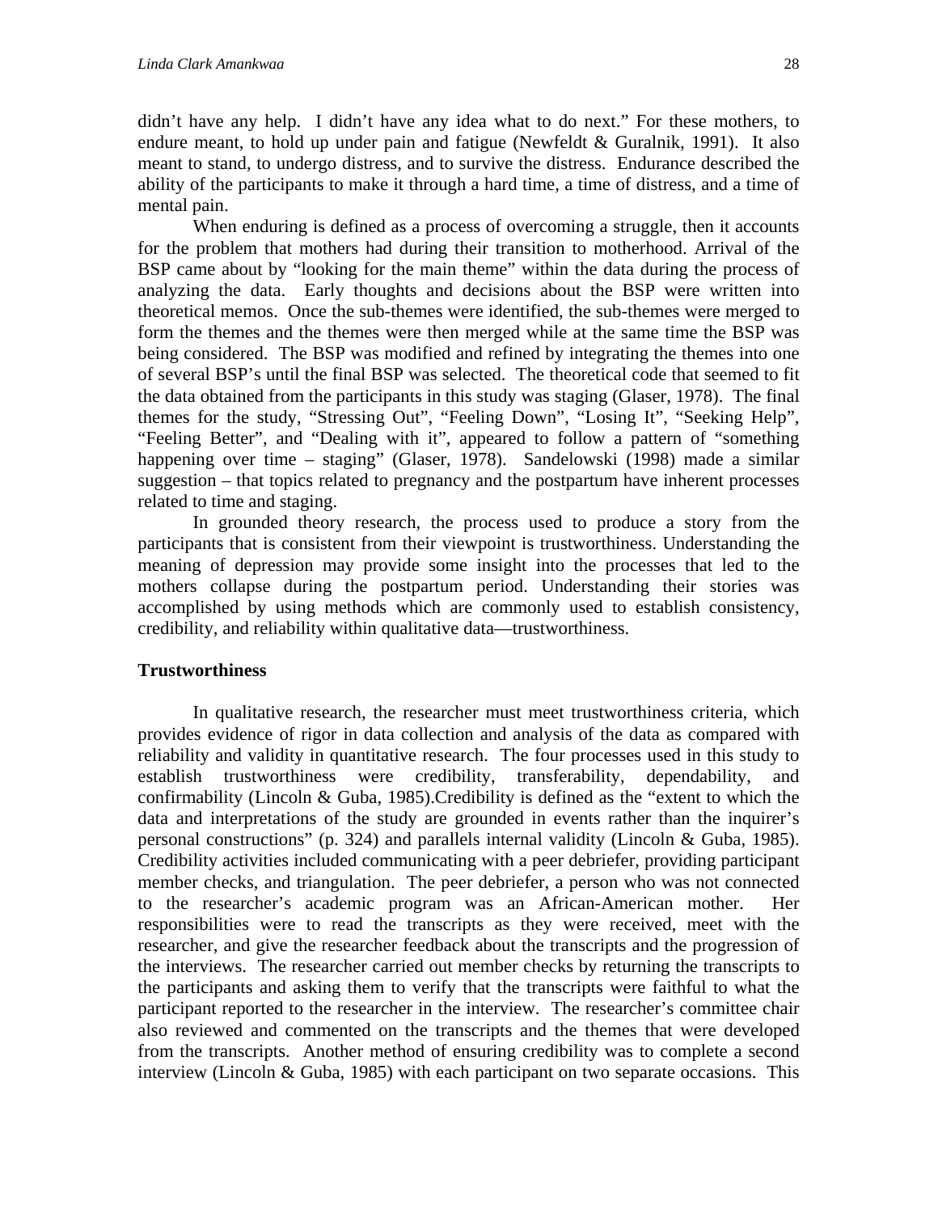didn't have any help. I didn't have any idea what to do next." For these mothers, to endure meant, to hold up under pain and fatigue (Newfeldt & Guralnik, 1991). It also meant to stand, to undergo distress, and to survive the distress. Endurance described the ability of the participants to make it through a hard time, a time of distress, and a time of mental pain.

When enduring is defined as a process of overcoming a struggle, then it accounts for the problem that mothers had during their transition to motherhood. Arrival of the BSP came about by "looking for the main theme" within the data during the process of analyzing the data. Early thoughts and decisions about the BSP were written into theoretical memos. Once the sub-themes were identified, the sub-themes were merged to form the themes and the themes were then merged while at the same time the BSP was being considered. The BSP was modified and refined by integrating the themes into one of several BSP's until the final BSP was selected. The theoretical code that seemed to fit the data obtained from the participants in this study was staging (Glaser, 1978). The final themes for the study, "Stressing Out", "Feeling Down", "Losing It", "Seeking Help", "Feeling Better", and "Dealing with it", appeared to follow a pattern of "something happening over time – staging" (Glaser, 1978). Sandelowski (1998) made a similar suggestion – that topics related to pregnancy and the postpartum have inherent processes related to time and staging.

In grounded theory research, the process used to produce a story from the participants that is consistent from their viewpoint is trustworthiness. Understanding the meaning of depression may provide some insight into the processes that led to the mothers collapse during the postpartum period. Understanding their stories was accomplished by using methods which are commonly used to establish consistency, credibility, and reliability within qualitative data—trustworthiness.

## Trustworthiness

In qualitative research, the researcher must meet trustworthiness criteria, which provides evidence of rigor in data collection and analysis of the data as compared with reliability and validity in quantitative research. The four processes used in this study to establish trustworthiness were credibility, transferability, dependability, and confirmability (Lincoln & Guba, 1985).Credibility is defined as the "extent to which the data and interpretations of the study are grounded in events rather than the inquirer's personal constructions" (p. 324) and parallels internal validity (Lincoln & Guba, 1985). Credibility activities included communicating with a peer debriefer, providing participant member checks, and triangulation. The peer debriefer, a person who was not connected to the researcher's academic program was an African-American mother. Her responsibilities were to read the transcripts as they were received, meet with the researcher, and give the researcher feedback about the transcripts and the progression of the interviews. The researcher carried out member checks by returning the transcripts to the participants and asking them to verify that the transcripts were faithful to what the participant reported to the researcher in the interview. The researcher's committee chair also reviewed and commented on the transcripts and the themes that were developed from the transcripts. Another method of ensuring credibility was to complete a second interview (Lincoln & Guba, 1985) with each participant on two separate occasions. This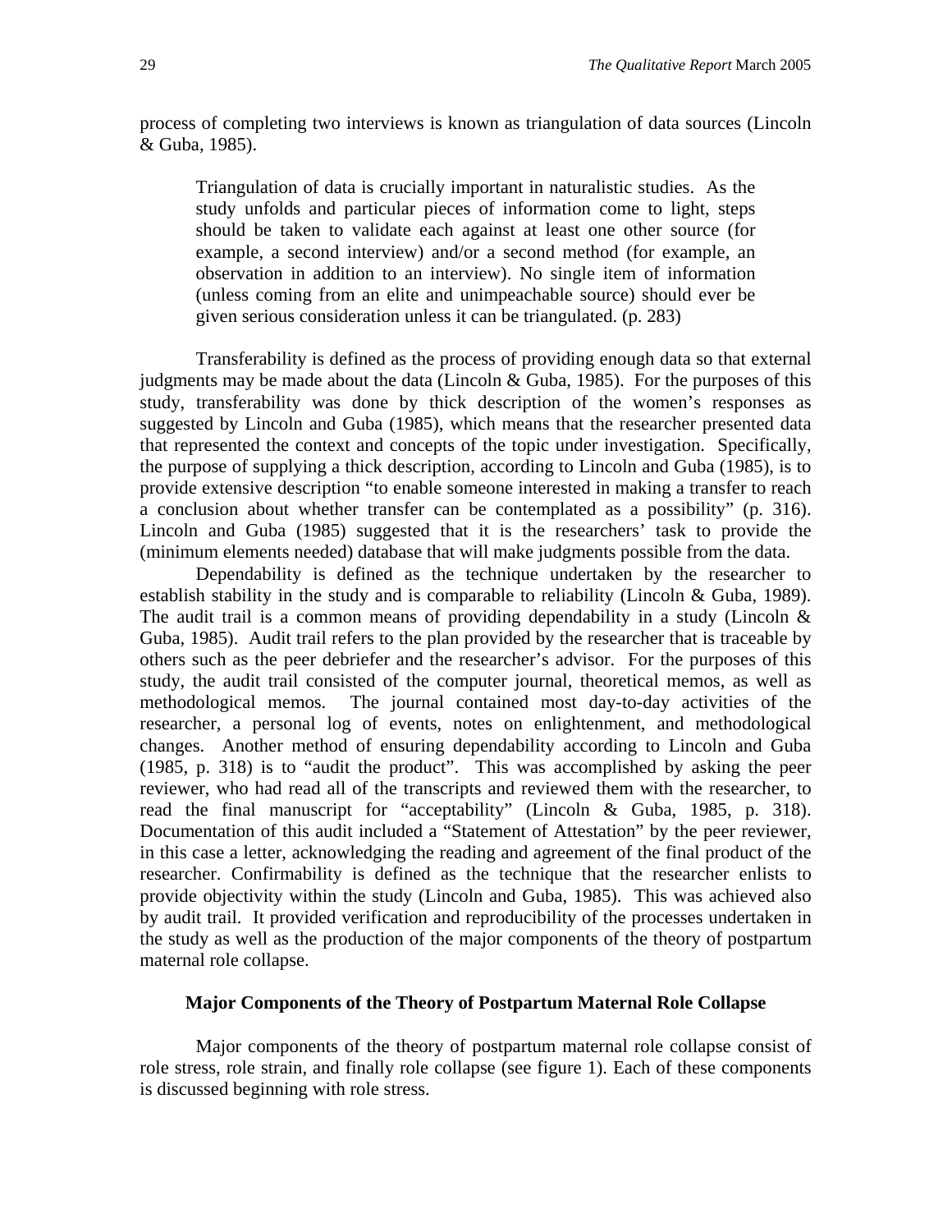process of completing two interviews is known as triangulation of data sources (Lincoln & Guba, 1985).

> Triangulation of data is crucially important in naturalistic studies. As the study unfolds and particular pieces of information come to light, steps should be taken to validate each against at least one other source (for example, a second interview) and/or a second method (for example, an observation in addition to an interview). No single item of information (unless coming from an elite and unimpeachable source) should ever be given serious consideration unless it can be triangulated. (p. 283)

Transferability is defined as the process of providing enough data so that external judgments may be made about the data (Lincoln & Guba, 1985). For the purposes of this study, transferability was done by thick description of the women's responses as suggested by Lincoln and Guba (1985), which means that the researcher presented data that represented the context and concepts of the topic under investigation. Specifically, the purpose of supplying a thick description, according to Lincoln and Guba (1985), is to provide extensive description "to enable someone interested in making a transfer to reach a conclusion about whether transfer can be contemplated as a possibility" (p. 316). Lincoln and Guba (1985) suggested that it is the researchers' task to provide the (minimum elements needed) database that will make judgments possible from the data.

Dependability is defined as the technique undertaken by the researcher to establish stability in the study and is comparable to reliability (Lincoln & Guba, 1989). The audit trail is a common means of providing dependability in a study (Lincoln & Guba, 1985). Audit trail refers to the plan provided by the researcher that is traceable by others such as the peer debriefer and the researcher's advisor. For the purposes of this study, the audit trail consisted of the computer journal, theoretical memos, as well as methodological memos. The journal contained most day-to-day activities of the researcher, a personal log of events, notes on enlightenment, and methodological changes. Another method of ensuring dependability according to Lincoln and Guba (1985, p. 318) is to "audit the product". This was accomplished by asking the peer reviewer, who had read all of the transcripts and reviewed them with the researcher, to read the final manuscript for "acceptability" (Lincoln & Guba, 1985, p. 318). Documentation of this audit included a "Statement of Attestation" by the peer reviewer, in this case a letter, acknowledging the reading and agreement of the final product of the researcher. Confirmability is defined as the technique that the researcher enlists to provide objectivity within the study (Lincoln and Guba, 1985). This was achieved also by audit trail. It provided verification and reproducibility of the processes undertaken in the study as well as the production of the major components of the theory of postpartum maternal role collapse.

## Major Components of the Theory of Postpartum Maternal Role Collapse

Major components of the theory of postpartum maternal role collapse consist of role stress, role strain, and finally role collapse (see figure 1). Each of these components is discussed beginning with role stress.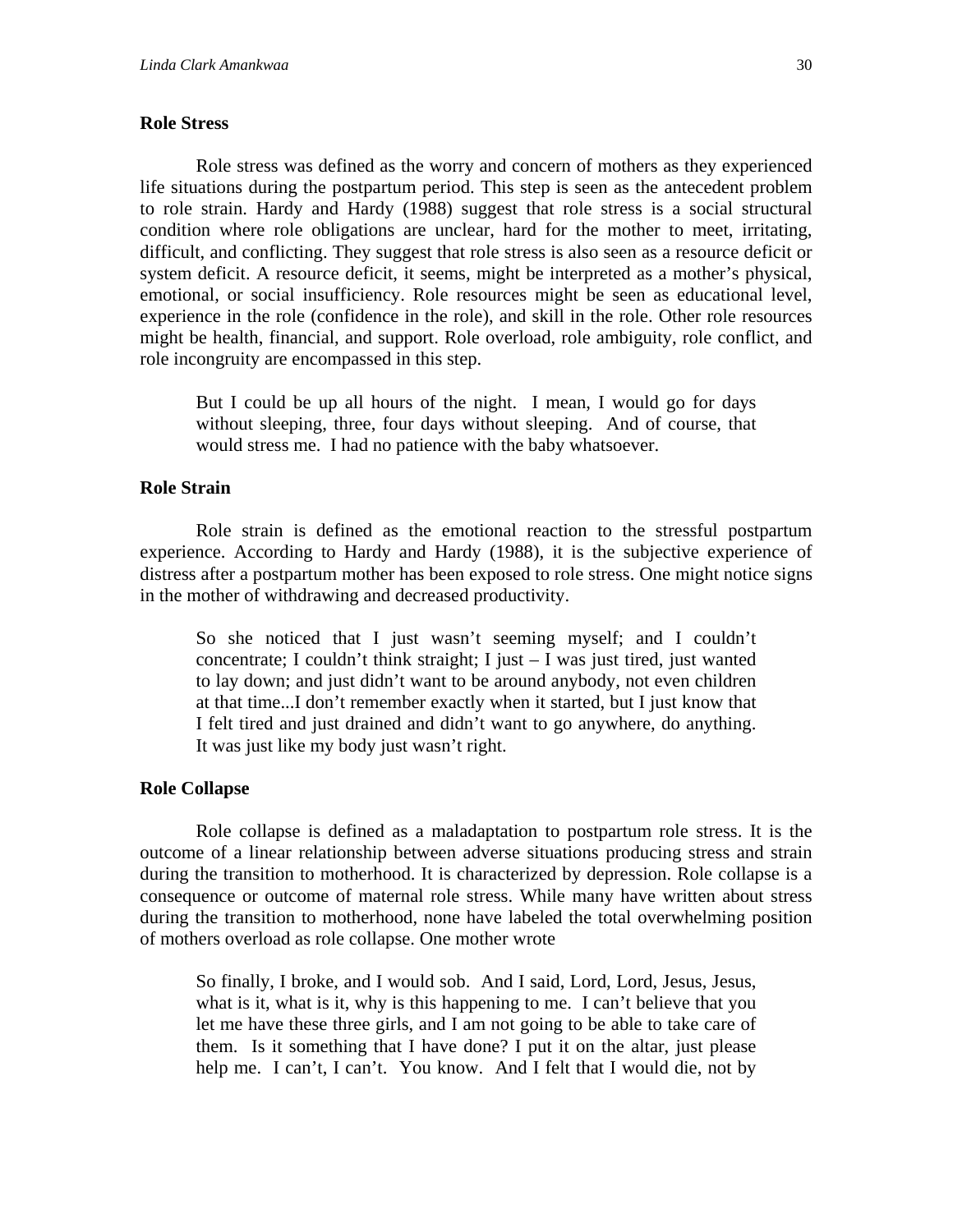## Role Stress

Role stress was defined as the worry and concern of mothers as they experienced life situations during the postpartum period. This step is seen as the antecedent problem to role strain. Hardy and Hardy (1988) suggest that role stress is a social structural condition where role obligations are unclear, hard for the mother to meet, irritating, difficult, and conflicting. They suggest that role stress is also seen as a resource deficit or system deficit. A resource deficit, it seems, might be interpreted as a mother's physical, emotional, or social insufficiency. Role resources might be seen as educational level, experience in the role (confidence in the role), and skill in the role. Other role resources might be health, financial, and support. Role overload, role ambiguity, role conflict, and role incongruity are encompassed in this step.

> But I could be up all hours of the night. I mean, I would go for days without sleeping, three, four days without sleeping. And of course, that would stress me. I had no patience with the baby whatsoever.

## Role Strain

Role strain is defined as the emotional reaction to the stressful postpartum experience. According to Hardy and Hardy (1988), it is the subjective experience of distress after a postpartum mother has been exposed to role stress. One might notice signs in the mother of withdrawing and decreased productivity.

> So she noticed that I just wasn't seeming myself; and I couldn't concentrate; I couldn't think straight; I just – I was just tired, just wanted to lay down; and just didn't want to be around anybody, not even children at that time...I don't remember exactly when it started, but I just know that I felt tired and just drained and didn't want to go anywhere, do anything. It was just like my body just wasn't right.

## Role Collapse

Role collapse is defined as a maladaptation to postpartum role stress. It is the outcome of a linear relationship between adverse situations producing stress and strain during the transition to motherhood. It is characterized by depression. Role collapse is a consequence or outcome of maternal role stress. While many have written about stress during the transition to motherhood, none have labeled the total overwhelming position of mothers overload as role collapse. One mother wrote

> So finally, I broke, and I would sob. And I said, Lord, Lord, Jesus, Jesus, what is it, what is it, why is this happening to me. I can't believe that you let me have these three girls, and I am not going to be able to take care of them. Is it something that I have done? I put it on the altar, just please help me. I can't, I can't. You know. And I felt that I would die, not by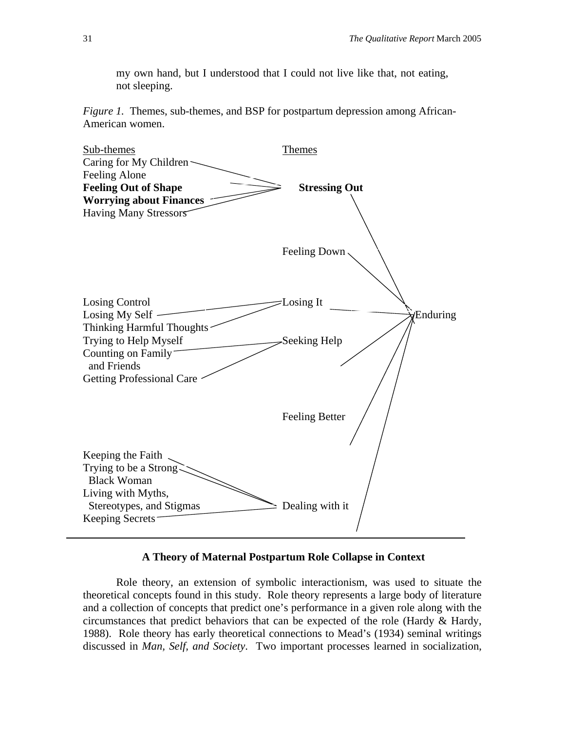my own hand, but I understood that I could not live like that, not eating, not sleeping.

*Figure 1.* Themes, sub-themes, and BSP for postpartum depression among African-American women.

Sub-themes
Caring for My Children
Feeling Alone
**Feeling Out of Shape**
**Worrying about Finances**
Having Many Stressors
Losing Control
Losing My Self
Thinking Harmful Thoughts
Trying to Help Myself
Counting on Family and Friends
Getting Professional Care
Keeping the Faith
Trying to be a Strong Black Woman
Living with Myths, Stereotypes, and Stigmas
Keeping Secrets

Themes
**Stressing Out**
Feeling Down
Losing It
Seeking Help
Feeling Better
Dealing with it

Enduring

## A Theory of Maternal Postpartum Role Collapse in Context

Role theory, an extension of symbolic interactionism, was used to situate the theoretical concepts found in this study. Role theory represents a large body of literature and a collection of concepts that predict one's performance in a given role along with the circumstances that predict behaviors that can be expected of the role (Hardy & Hardy, 1988). Role theory has early theoretical connections to Mead's (1934) seminal writings discussed in *Man, Self, and Society*. Two important processes learned in socialization,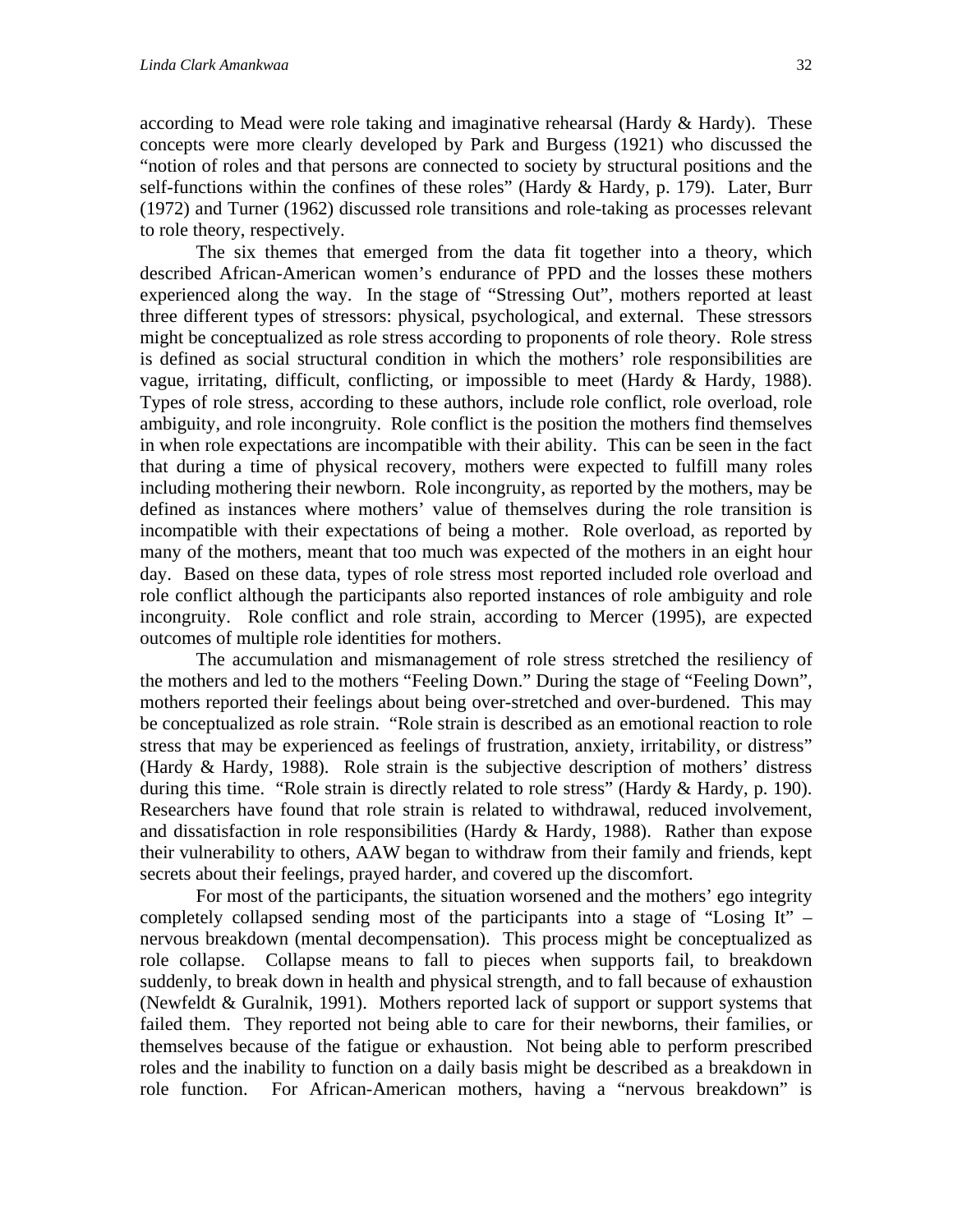according to Mead were role taking and imaginative rehearsal (Hardy & Hardy). These concepts were more clearly developed by Park and Burgess (1921) who discussed the "notion of roles and that persons are connected to society by structural positions and the self-functions within the confines of these roles" (Hardy & Hardy, p. 179). Later, Burr (1972) and Turner (1962) discussed role transitions and role-taking as processes relevant to role theory, respectively.

The six themes that emerged from the data fit together into a theory, which described African-American women's endurance of PPD and the losses these mothers experienced along the way. In the stage of "Stressing Out", mothers reported at least three different types of stressors: physical, psychological, and external. These stressors might be conceptualized as role stress according to proponents of role theory. Role stress is defined as social structural condition in which the mothers' role responsibilities are vague, irritating, difficult, conflicting, or impossible to meet (Hardy & Hardy, 1988). Types of role stress, according to these authors, include role conflict, role overload, role ambiguity, and role incongruity. Role conflict is the position the mothers find themselves in when role expectations are incompatible with their ability. This can be seen in the fact that during a time of physical recovery, mothers were expected to fulfill many roles including mothering their newborn. Role incongruity, as reported by the mothers, may be defined as instances where mothers' value of themselves during the role transition is incompatible with their expectations of being a mother. Role overload, as reported by many of the mothers, meant that too much was expected of the mothers in an eight hour day. Based on these data, types of role stress most reported included role overload and role conflict although the participants also reported instances of role ambiguity and role incongruity. Role conflict and role strain, according to Mercer (1995), are expected outcomes of multiple role identities for mothers.

The accumulation and mismanagement of role stress stretched the resiliency of the mothers and led to the mothers "Feeling Down." During the stage of "Feeling Down", mothers reported their feelings about being over-stretched and over-burdened. This may be conceptualized as role strain. "Role strain is described as an emotional reaction to role stress that may be experienced as feelings of frustration, anxiety, irritability, or distress" (Hardy & Hardy, 1988). Role strain is the subjective description of mothers' distress during this time. "Role strain is directly related to role stress" (Hardy & Hardy, p. 190). Researchers have found that role strain is related to withdrawal, reduced involvement, and dissatisfaction in role responsibilities (Hardy & Hardy, 1988). Rather than expose their vulnerability to others, AAW began to withdraw from their family and friends, kept secrets about their feelings, prayed harder, and covered up the discomfort.

For most of the participants, the situation worsened and the mothers' ego integrity completely collapsed sending most of the participants into a stage of "Losing It" – nervous breakdown (mental decompensation). This process might be conceptualized as role collapse. Collapse means to fall to pieces when supports fail, to breakdown suddenly, to break down in health and physical strength, and to fall because of exhaustion (Newfeldt & Guralnik, 1991). Mothers reported lack of support or support systems that failed them. They reported not being able to care for their newborns, their families, or themselves because of the fatigue or exhaustion. Not being able to perform prescribed roles and the inability to function on a daily basis might be described as a breakdown in role function. For African-American mothers, having a "nervous breakdown" is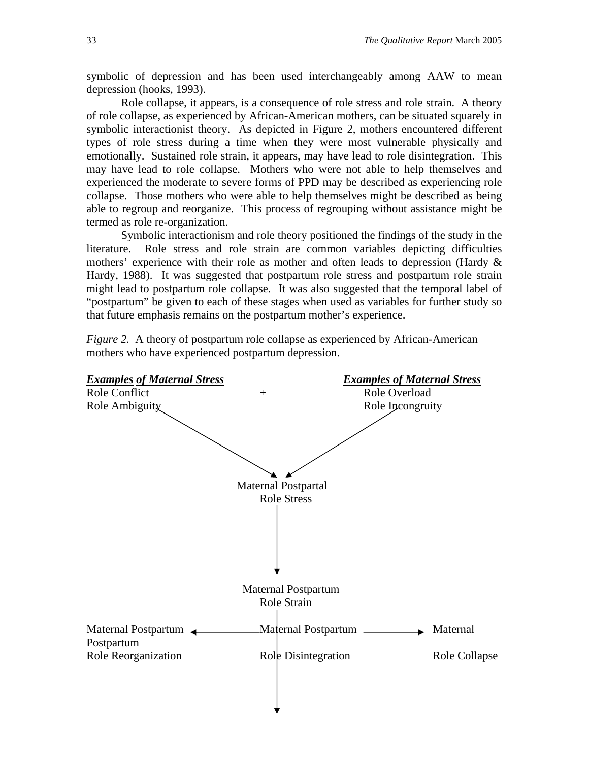symbolic of depression and has been used interchangeably among AAW to mean depression (hooks, 1993).

Role collapse, it appears, is a consequence of role stress and role strain. A theory of role collapse, as experienced by African-American mothers, can be situated squarely in symbolic interactionist theory. As depicted in Figure 2, mothers encountered different types of role stress during a time when they were most vulnerable physically and emotionally. Sustained role strain, it appears, may have lead to role disintegration. This may have lead to role collapse. Mothers who were not able to help themselves and experienced the moderate to severe forms of PPD may be described as experiencing role collapse. Those mothers who were able to help themselves might be described as being able to regroup and reorganize. This process of regrouping without assistance might be termed as role re-organization.

Symbolic interactionism and role theory positioned the findings of the study in the literature. Role stress and role strain are common variables depicting difficulties mothers' experience with their role as mother and often leads to depression (Hardy & Hardy, 1988). It was suggested that postpartum role stress and postpartum role strain might lead to postpartum role collapse. It was also suggested that the temporal label of "postpartum" be given to each of these stages when used as variables for further study so that future emphasis remains on the postpartum mother's experience.

*Figure 2.* A theory of postpartum role collapse as experienced by African-American mothers who have experienced postpartum depression.

***Examples of Maternal Stress***
Role Conflict
Role Ambiguity

+

***Examples of Maternal Stress***
Role Overload
Role Incongruity

Maternal Postpartal
Role Stress

Maternal Postpartum
Role Strain

Maternal Postpartum
Postpartum
Role Reorganization

Maternal Postpartum
Role Disintegration

Maternal
Role Collapse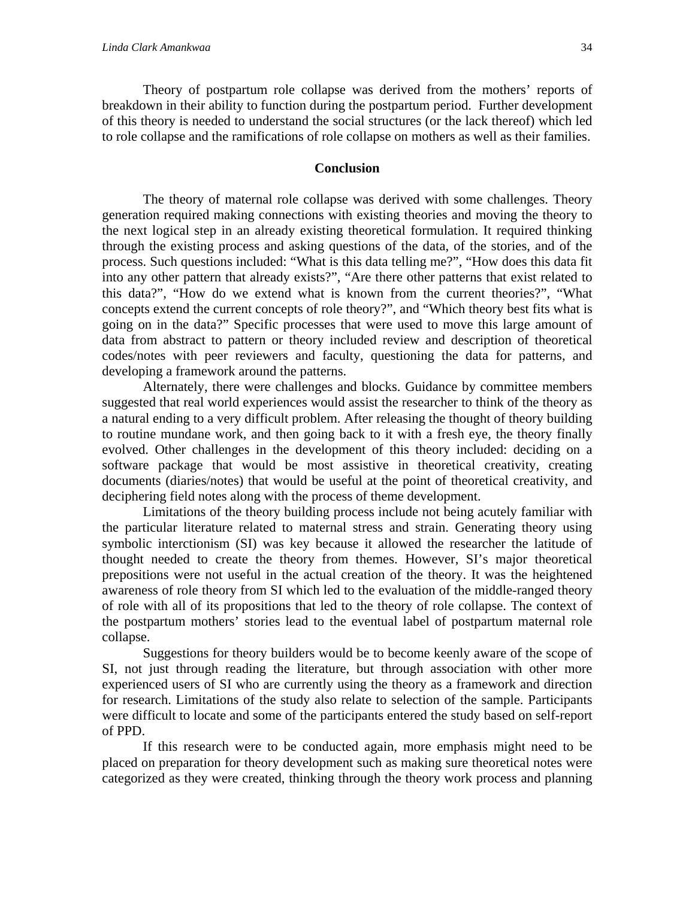Theory of postpartum role collapse was derived from the mothers' reports of breakdown in their ability to function during the postpartum period. Further development of this theory is needed to understand the social structures (or the lack thereof) which led to role collapse and the ramifications of role collapse on mothers as well as their families.

## Conclusion

The theory of maternal role collapse was derived with some challenges. Theory generation required making connections with existing theories and moving the theory to the next logical step in an already existing theoretical formulation. It required thinking through the existing process and asking questions of the data, of the stories, and of the process. Such questions included: "What is this data telling me?", "How does this data fit into any other pattern that already exists?", "Are there other patterns that exist related to this data?", "How do we extend what is known from the current theories?", "What concepts extend the current concepts of role theory?", and "Which theory best fits what is going on in the data?" Specific processes that were used to move this large amount of data from abstract to pattern or theory included review and description of theoretical codes/notes with peer reviewers and faculty, questioning the data for patterns, and developing a framework around the patterns.

Alternately, there were challenges and blocks. Guidance by committee members suggested that real world experiences would assist the researcher to think of the theory as a natural ending to a very difficult problem. After releasing the thought of theory building to routine mundane work, and then going back to it with a fresh eye, the theory finally evolved. Other challenges in the development of this theory included: deciding on a software package that would be most assistive in theoretical creativity, creating documents (diaries/notes) that would be useful at the point of theoretical creativity, and deciphering field notes along with the process of theme development.

Limitations of the theory building process include not being acutely familiar with the particular literature related to maternal stress and strain. Generating theory using symbolic interctionism (SI) was key because it allowed the researcher the latitude of thought needed to create the theory from themes. However, SI's major theoretical prepositions were not useful in the actual creation of the theory. It was the heightened awareness of role theory from SI which led to the evaluation of the middle-ranged theory of role with all of its propositions that led to the theory of role collapse. The context of the postpartum mothers' stories lead to the eventual label of postpartum maternal role collapse.

Suggestions for theory builders would be to become keenly aware of the scope of SI, not just through reading the literature, but through association with other more experienced users of SI who are currently using the theory as a framework and direction for research. Limitations of the study also relate to selection of the sample. Participants were difficult to locate and some of the participants entered the study based on self-report of PPD.

If this research were to be conducted again, more emphasis might need to be placed on preparation for theory development such as making sure theoretical notes were categorized as they were created, thinking through the theory work process and planning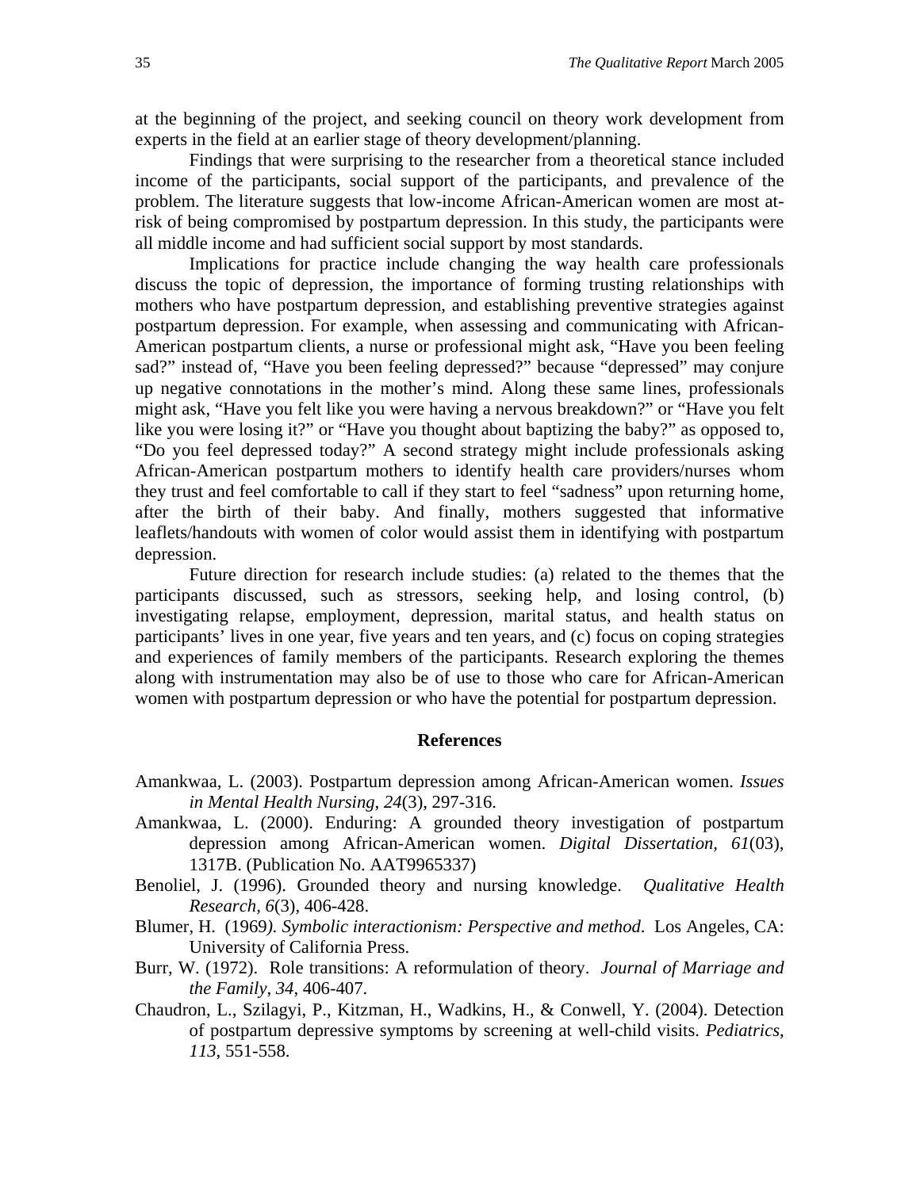at the beginning of the project, and seeking council on theory work development from experts in the field at an earlier stage of theory development/planning.

Findings that were surprising to the researcher from a theoretical stance included income of the participants, social support of the participants, and prevalence of the problem. The literature suggests that low-income African-American women are most at-risk of being compromised by postpartum depression. In this study, the participants were all middle income and had sufficient social support by most standards.

Implications for practice include changing the way health care professionals discuss the topic of depression, the importance of forming trusting relationships with mothers who have postpartum depression, and establishing preventive strategies against postpartum depression. For example, when assessing and communicating with African-American postpartum clients, a nurse or professional might ask, "Have you been feeling sad?" instead of, "Have you been feeling depressed?" because "depressed" may conjure up negative connotations in the mother's mind. Along these same lines, professionals might ask, "Have you felt like you were having a nervous breakdown?" or "Have you felt like you were losing it?" or "Have you thought about baptizing the baby?" as opposed to, "Do you feel depressed today?" A second strategy might include professionals asking African-American postpartum mothers to identify health care providers/nurses whom they trust and feel comfortable to call if they start to feel "sadness" upon returning home, after the birth of their baby. And finally, mothers suggested that informative leaflets/handouts with women of color would assist them in identifying with postpartum depression.

Future direction for research include studies: (a) related to the themes that the participants discussed, such as stressors, seeking help, and losing control, (b) investigating relapse, employment, depression, marital status, and health status on participants' lives in one year, five years and ten years, and (c) focus on coping strategies and experiences of family members of the participants. Research exploring the themes along with instrumentation may also be of use to those who care for African-American women with postpartum depression or who have the potential for postpartum depression.

## References

Amankwaa, L. (2003). Postpartum depression among African-American women. *Issues in Mental Health Nursing*, *24*(3), 297-316.

Amankwaa, L. (2000). Enduring: A grounded theory investigation of postpartum depression among African-American women. *Digital Dissertation, 61*(03), 1317B. (Publication No. AAT9965337)

Benoliel, J. (1996). Grounded theory and nursing knowledge. *Qualitative Health Research*, *6*(3), 406-428.

Blumer, H. (1969). *Symbolic interactionism: Perspective and method*. Los Angeles, CA: University of California Press.

Burr, W. (1972). Role transitions: A reformulation of theory. *Journal of Marriage and the Family*, *34*, 406-407.

Chaudron, L., Szilagyi, P., Kitzman, H., Wadkins, H., & Conwell, Y. (2004). Detection of postpartum depressive symptoms by screening at well-child visits. *Pediatrics*, *113*, 551-558.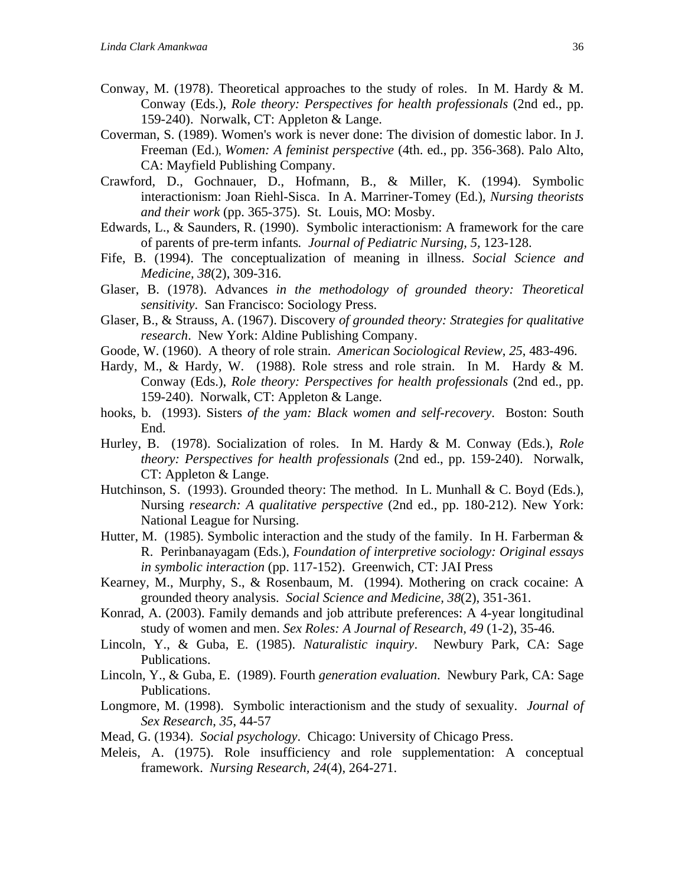Conway, M. (1978). Theoretical approaches to the study of roles. In M. Hardy & M. Conway (Eds.), *Role theory: Perspectives for health professionals* (2nd ed., pp. 159-240). Norwalk, CT: Appleton & Lange.

Coverman, S. (1989). Women's work is never done: The division of domestic labor. In J. Freeman (Ed.), *Women: A feminist perspective* (4th. ed., pp. 356-368). Palo Alto, CA: Mayfield Publishing Company.

Crawford, D., Gochnauer, D., Hofmann, B., & Miller, K. (1994). Symbolic interactionism: Joan Riehl-Sisca. In A. Marriner-Tomey (Ed.), *Nursing theorists and their work* (pp. 365-375). St. Louis, MO: Mosby.

Edwards, L., & Saunders, R. (1990). Symbolic interactionism: A framework for the care of parents of pre-term infants. *Journal of Pediatric Nursing, 5*, 123-128.

Fife, B. (1994). The conceptualization of meaning in illness. *Social Science and Medicine, 38*(2), 309-316.

Glaser, B. (1978). Advances *in the methodology of grounded theory: Theoretical sensitivity*. San Francisco: Sociology Press.

Glaser, B., & Strauss, A. (1967). Discovery *of grounded theory: Strategies for qualitative research*. New York: Aldine Publishing Company.

Goode, W. (1960). A theory of role strain. *American Sociological Review, 25*, 483-496.

Hardy, M., & Hardy, W. (1988). Role stress and role strain. In M. Hardy & M. Conway (Eds.), *Role theory: Perspectives for health professionals* (2nd ed., pp. 159-240). Norwalk, CT: Appleton & Lange.

hooks, b. (1993). Sisters *of the yam: Black women and self-recovery*. Boston: South End.

Hurley, B. (1978). Socialization of roles. In M. Hardy & M. Conway (Eds.), *Role theory: Perspectives for health professionals* (2nd ed., pp. 159-240). Norwalk, CT: Appleton & Lange.

Hutchinson, S. (1993). Grounded theory: The method. In L. Munhall & C. Boyd (Eds.), Nursing *research: A qualitative perspective* (2nd ed., pp. 180-212). New York: National League for Nursing.

Hutter, M. (1985). Symbolic interaction and the study of the family. In H. Farberman & R. Perinbanayagam (Eds.), *Foundation of interpretive sociology: Original essays in symbolic interaction* (pp. 117-152). Greenwich, CT: JAI Press

Kearney, M., Murphy, S., & Rosenbaum, M. (1994). Mothering on crack cocaine: A grounded theory analysis. *Social Science and Medicine, 38*(2), 351-361.

Konrad, A. (2003). Family demands and job attribute preferences: A 4-year longitudinal study of women and men. *Sex Roles: A Journal of Research, 49* (1-2), 35-46.

Lincoln, Y., & Guba, E. (1985). *Naturalistic inquiry*. Newbury Park, CA: Sage Publications.

Lincoln, Y., & Guba, E. (1989). Fourth *generation evaluation*. Newbury Park, CA: Sage Publications.

Longmore, M. (1998). Symbolic interactionism and the study of sexuality. *Journal of Sex Research, 35*, 44-57

Mead, G. (1934). *Social psychology*. Chicago: University of Chicago Press.

Meleis, A. (1975). Role insufficiency and role supplementation: A conceptual framework. *Nursing Research, 24*(4), 264-271.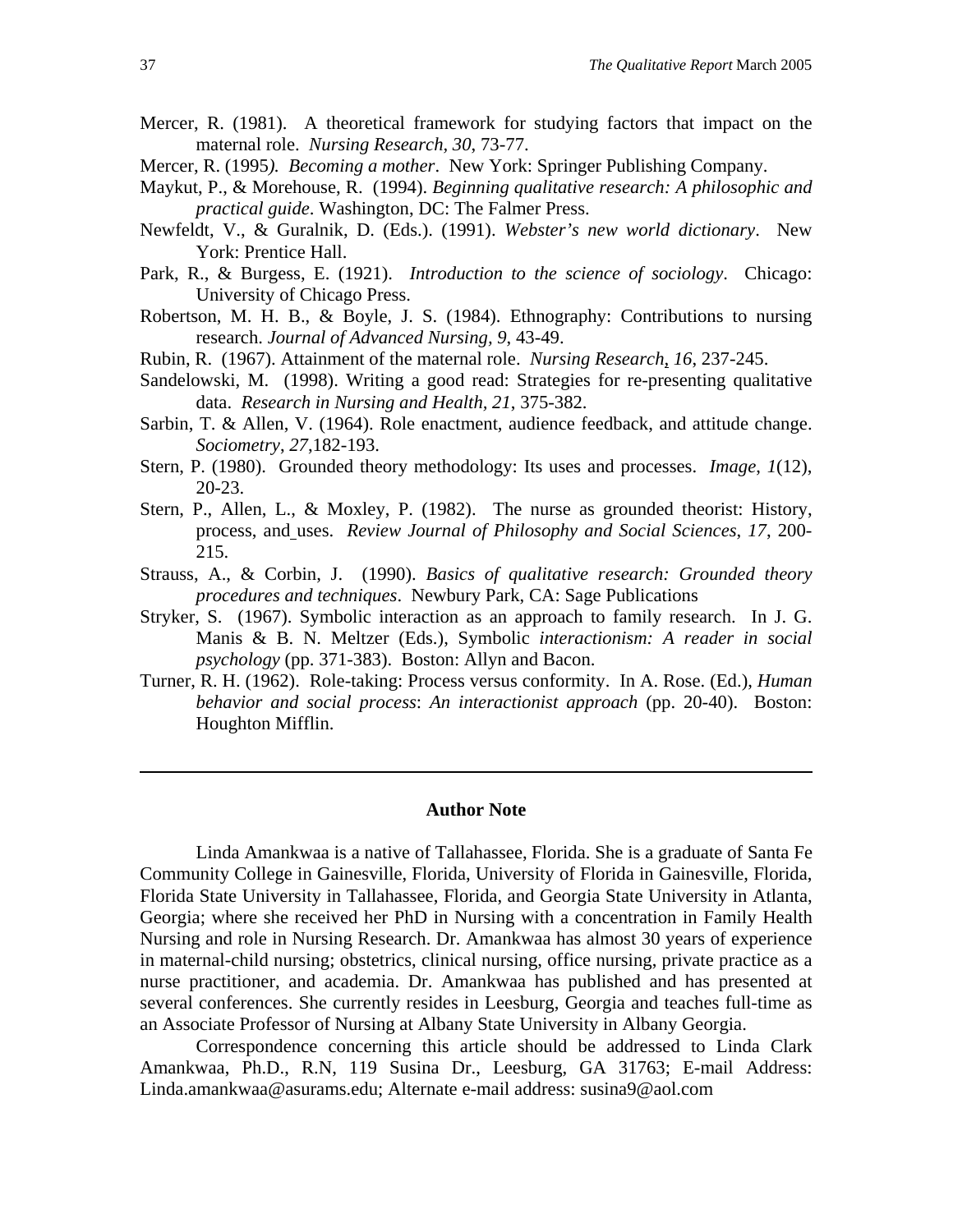Mercer, R. (1981). A theoretical framework for studying factors that impact on the maternal role. *Nursing Research*, *30*, 73-77.

Mercer, R. (1995*). Becoming a mother*. New York: Springer Publishing Company.

Maykut, P., & Morehouse, R. (1994). *Beginning qualitative research: A philosophic and practical guide*. Washington, DC: The Falmer Press.

Newfeldt, V., & Guralnik, D. (Eds.). (1991). *Webster's new world dictionary*. New York: Prentice Hall.

Park, R., & Burgess, E. (1921). *Introduction to the science of sociology*. Chicago: University of Chicago Press.

Robertson, M. H. B., & Boyle, J. S. (1984). Ethnography: Contributions to nursing research. *Journal of Advanced Nursing, 9*, 43-49.

Rubin, R. (1967). Attainment of the maternal role. *Nursing Research*, *16*, 237-245.

Sandelowski, M. (1998). Writing a good read: Strategies for re-presenting qualitative data. *Research in Nursing and Health*, *21*, 375-382.

Sarbin, T. & Allen, V. (1964). Role enactment, audience feedback, and attitude change. *Sociometry*, *27*,182-193.

Stern, P. (1980). Grounded theory methodology: Its uses and processes. *Image*, *1*(12), 20-23.

Stern, P., Allen, L., & Moxley, P. (1982). The nurse as grounded theorist: History, process, and uses. *Review Journal of Philosophy and Social Sciences*, *17*, 200-215.

Strauss, A., & Corbin, J. (1990). *Basics of qualitative research: Grounded theory procedures and techniques*. Newbury Park, CA: Sage Publications

Stryker, S. (1967). Symbolic interaction as an approach to family research. In J. G. Manis & B. N. Meltzer (Eds.), Symbolic *interactionism: A reader in social psychology* (pp. 371-383). Boston: Allyn and Bacon.

Turner, R. H. (1962). Role-taking: Process versus conformity. In A. Rose. (Ed.), *Human behavior and social process*: *An interactionist approach* (pp. 20-40). Boston: Houghton Mifflin.

---

**Author Note**

Linda Amankwaa is a native of Tallahassee, Florida. She is a graduate of Santa Fe Community College in Gainesville, Florida, University of Florida in Gainesville, Florida, Florida State University in Tallahassee, Florida, and Georgia State University in Atlanta, Georgia; where she received her PhD in Nursing with a concentration in Family Health Nursing and role in Nursing Research. Dr. Amankwaa has almost 30 years of experience in maternal-child nursing; obstetrics, clinical nursing, office nursing, private practice as a nurse practitioner, and academia. Dr. Amankwaa has published and has presented at several conferences. She currently resides in Leesburg, Georgia and teaches full-time as an Associate Professor of Nursing at Albany State University in Albany Georgia.

Correspondence concerning this article should be addressed to Linda Clark Amankwaa, Ph.D., R.N, 119 Susina Dr., Leesburg, GA 31763; E-mail Address: Linda.amankwaa@asurams.edu; Alternate e-mail address: susina9@aol.com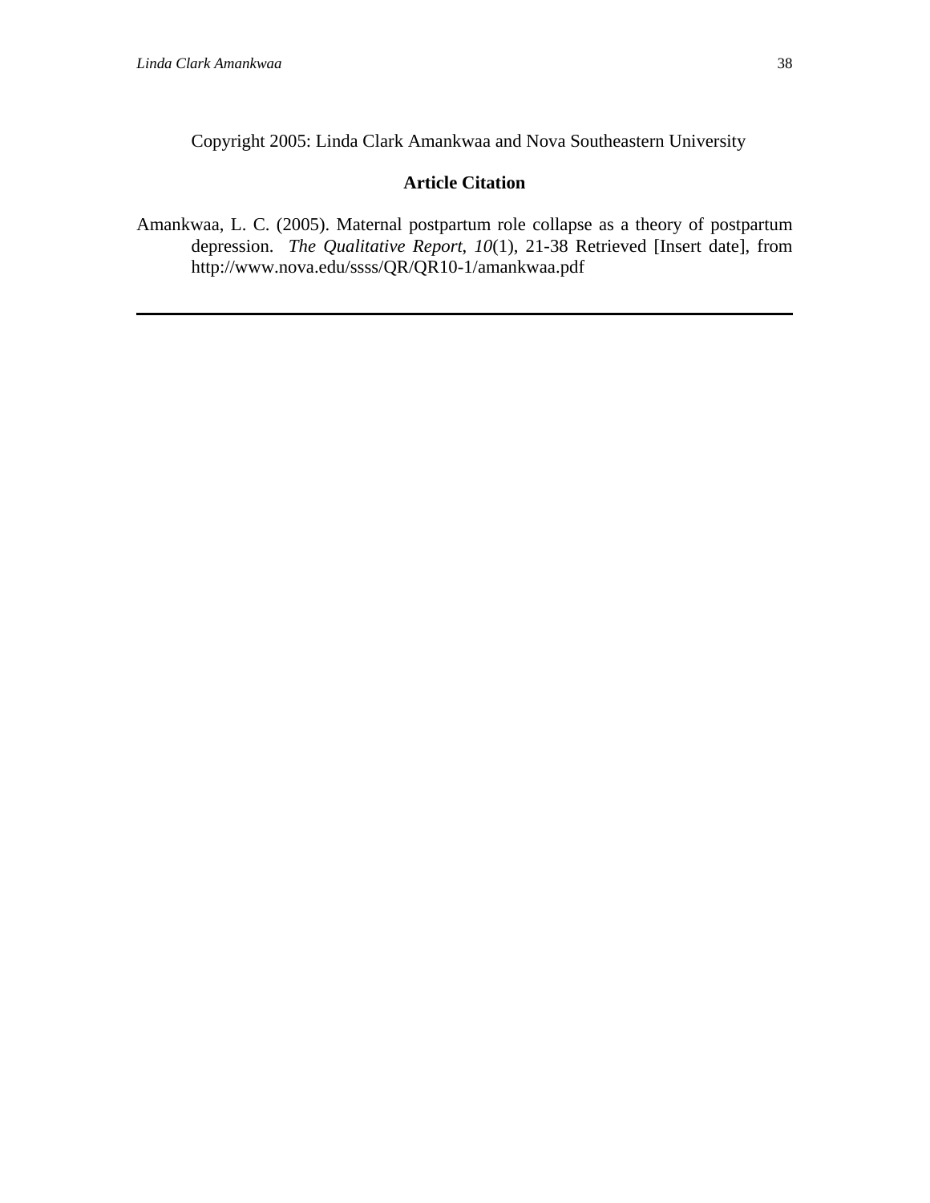Copyright 2005: Linda Clark Amankwaa and Nova Southeastern University

## Article Citation

Amankwaa, L. C. (2005). Maternal postpartum role collapse as a theory of postpartum depression. *The Qualitative Report*, *10*(1), 21-38 Retrieved [Insert date], from http://www.nova.edu/ssss/QR/QR10-1/amankwaa.pdf

---